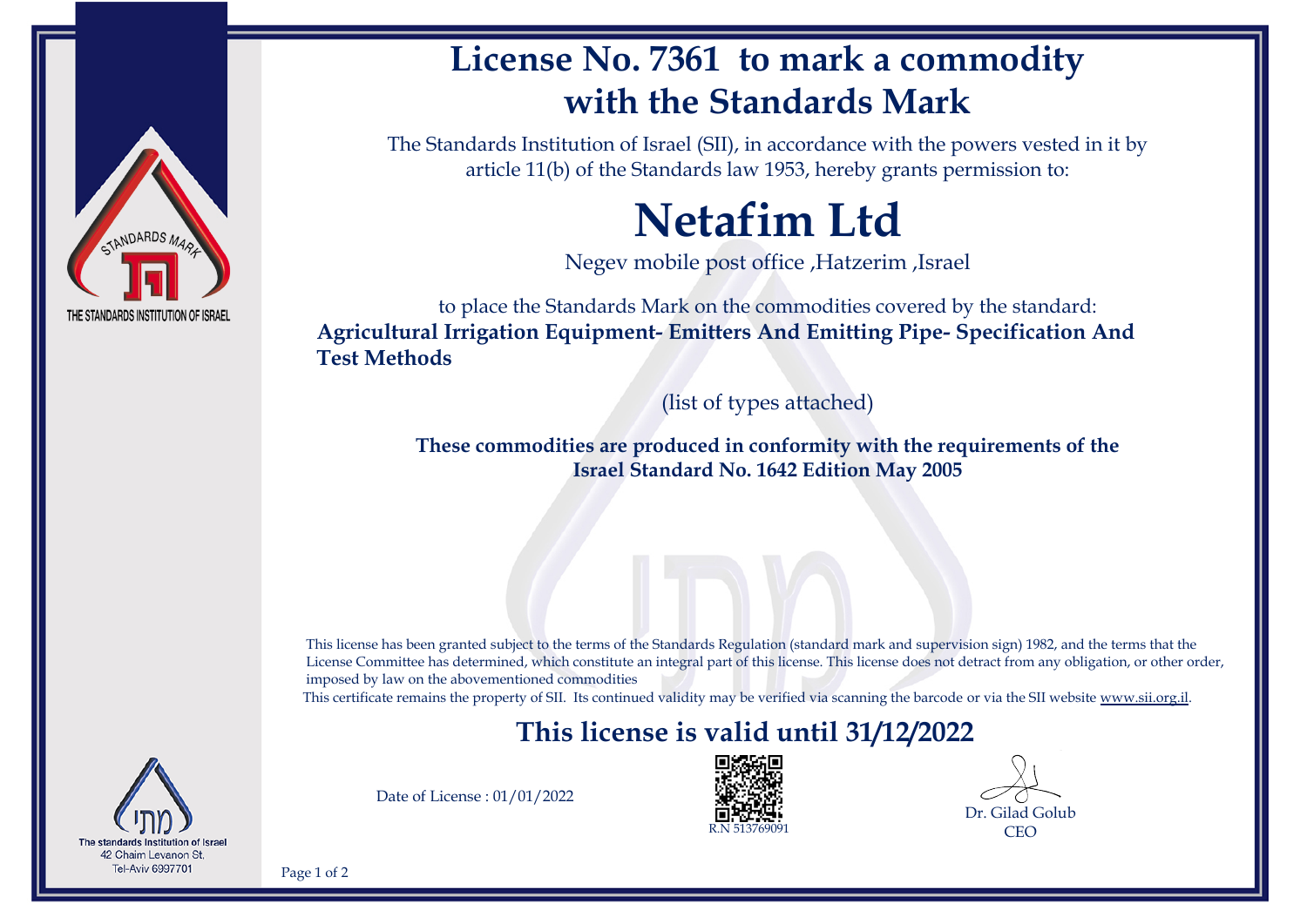# License No. 7361 to mark a commodity with the Standards Mark

STANDARDS MARK

THE STANDARDS INSTITUTION OF ISRAEL

The Standards Institution of Israel (SII), in accordance with the powers vested in it by article 11(b) of the Standards law 1953, hereby grants permission to:

# Netafim Ltd

Negev mobile post office ,Hatzerim ,Israel

to place the Standards Mark on the commodities covered by the standard:

**Agricultural Irrigation Equipment- Emitters And Emitting Pipe- Specification And Test Methods**

(list of types attached)

**These commodities are produced in conformity with the requirements of the Israel Standard No. 1642 Edition May 2005**

This license has been granted subject to the terms of the Standards Regulation (standard mark and supervision sign) 1982, and the terms that the License Committee has determined, which constitute an integral part of this license. This license does not detract from any obligation, or other order, imposed by law on the abovementioned commodities

This certificate remains the property of SII. Its continued validity may be verified via scanning the barcode or via the SII website www.sii.org.il.

## This license is valid until 31/12/2022

Date of License : 01/01/2022

R.N 513769091

Dr. Gilad Golub
CEO

מתי
The standards Institution of Israel
42 Chaim Levanon St.
Tel-Aviv 6997701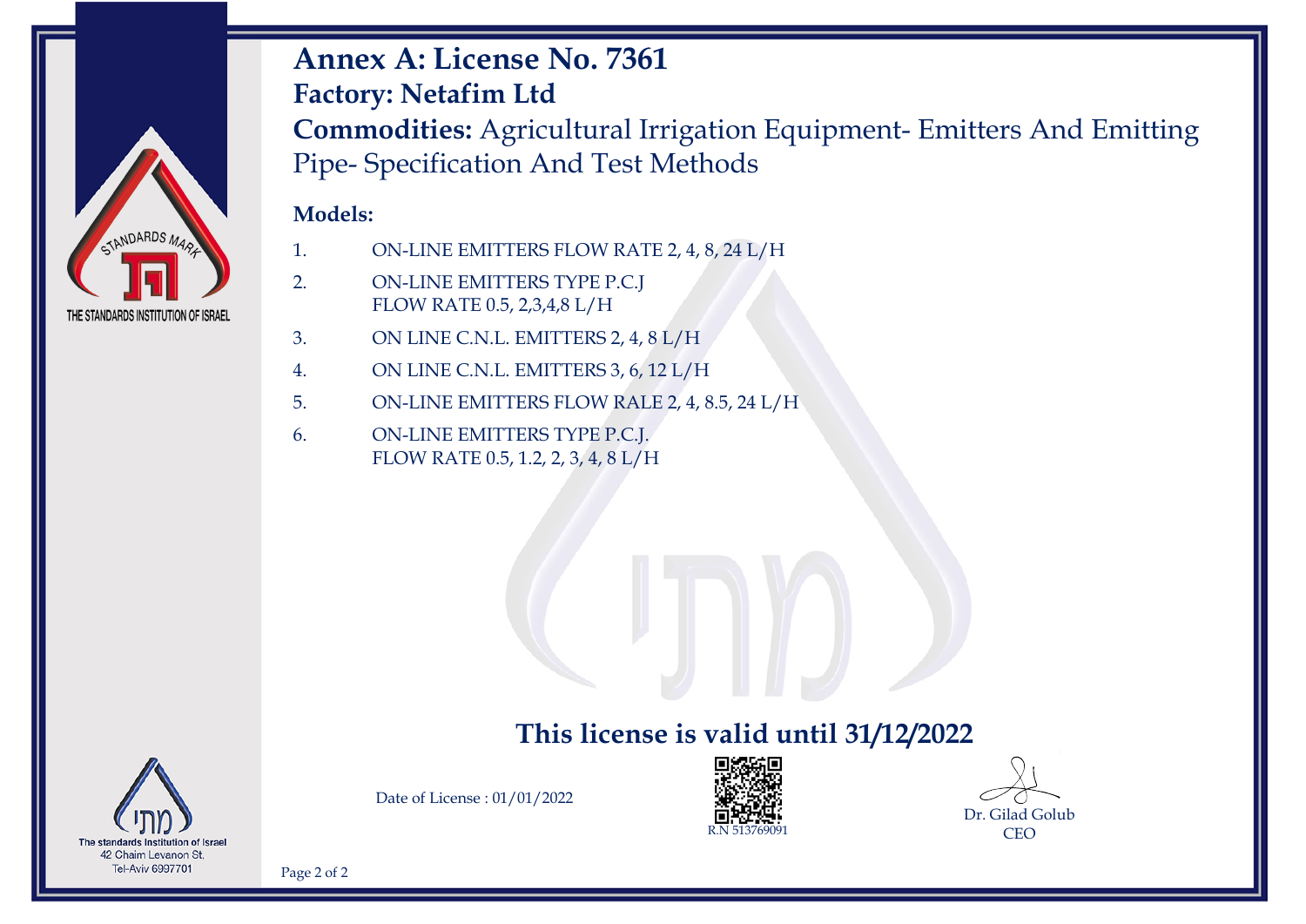# Annex A: License No. 7361

## Factory: Netafim Ltd

**Commodities:** Agricultural Irrigation Equipment- Emitters And Emitting Pipe- Specification And Test Methods

**Models:**

1. ON-LINE EMITTERS FLOW RATE 2, 4, 8, 24 L/H
2. ON-LINE EMITTERS TYPE P.C.J
   FLOW RATE 0.5, 2,3,4,8 L/H
3. ON LINE C.N.L. EMITTERS 2, 4, 8 L/H
4. ON LINE C.N.L. EMITTERS 3, 6, 12 L/H
5. ON-LINE EMITTERS FLOW RALE 2, 4, 8.5, 24 L/H
6. ON-LINE EMITTERS TYPE P.C.J.
   FLOW RATE 0.5, 1.2, 2, 3, 4, 8 L/H

**This license is valid until 31/12/2022**

Date of License : 01/01/2022

R.N 513769091

Dr. Gilad Golub
CEO

STANDARDS MARK
THE STANDARDS INSTITUTION OF ISRAEL

מתי
The standards Institution of Israel
42 Chaim Levanon St.
Tel-Aviv 6997701